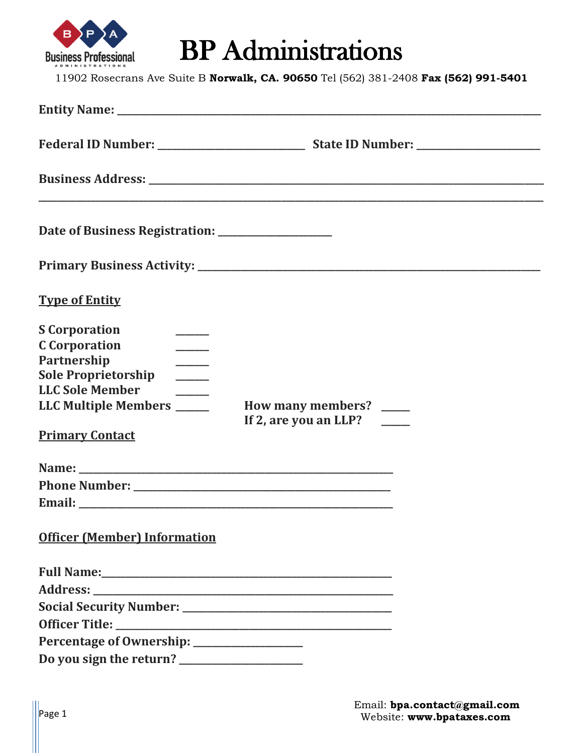# BP Administrations

11902 Rosecrans Ave Suite B **Norwalk, CA. 90650** Tel (562) 381-2408 **Fax (562) 991-5401**

**Entity Name:** ______________________________________________________________________

**Federal ID Number:** _________________________ **State ID Number:** ____________________

**Business Address:** ___________________________________________________________________

_______________________________________________________________________________________

**Date of Business Registration:** ___________________

**Primary Business Activity:** ______________________________________________________

**Type of Entity**

**S Corporation** ______
**C Corporation** ______
**Partnership** ______
**Sole Proprietorship** ______
**LLC Sole Member** ______
**LLC Multiple Members** ______ **How many members?** _____
**If 2, are you an LLP?** _____

**Primary Contact**

**Name:** ____________________________________________________
**Phone Number:** ____________________________________________
**Email:** ____________________________________________________

**Officer (Member) Information**

**Full Name:**_________________________________________________
**Address:** __________________________________________________
**Social Security Number:** ___________________________________
**Officer Title:** _____________________________________________
**Percentage of Ownership:** __________________
**Do you sign the return?** ____________________

Email: **bpa.contact@gmail.com**
Website: **www.bpataxes.com**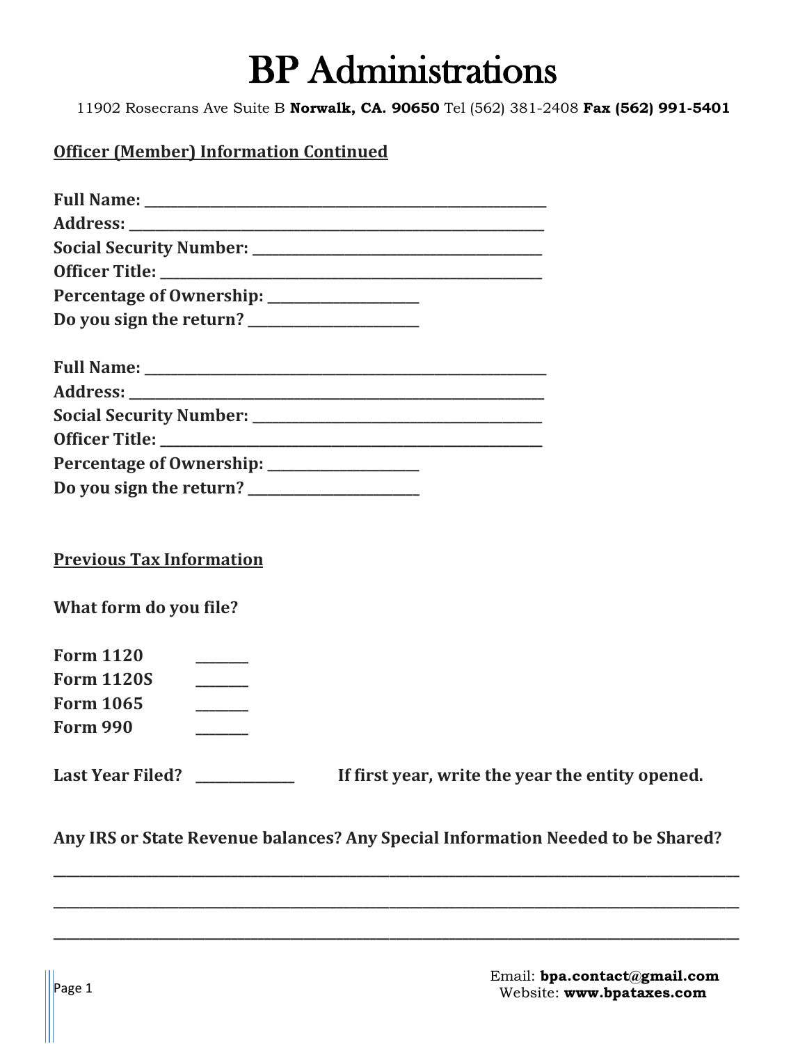# BP Administrations

11902 Rosecrans Ave Suite B **Norwalk, CA. 90650** Tel (562) 381-2408 **Fax (562) 991-5401**

**Officer (Member) Information Continued**

**Full Name:** ______________________________________________

**Address:** ______________________________________________

**Social Security Number:** ________________________________

**Officer Title:** ___________________________________________

**Percentage of Ownership:** ________________

**Do you sign the return?** __________________

**Full Name:** ______________________________________________

**Address:** ______________________________________________

**Social Security Number:** ________________________________

**Officer Title:** ___________________________________________

**Percentage of Ownership:** ________________

**Do you sign the return?** __________________

**Previous Tax Information**

**What form do you file?**

**Form 1120** ______

**Form 1120S** ______

**Form 1065** ______

**Form 990** ______

**Last Year Filed?** __________ **If first year, write the year the entity opened.**

**Any IRS or State Revenue balances? Any Special Information Needed to be Shared?**

______________________________________________________________________________

______________________________________________________________________________

______________________________________________________________________________

Email: **bpa.contact@gmail.com**
Website: **www.bpataxes.com**